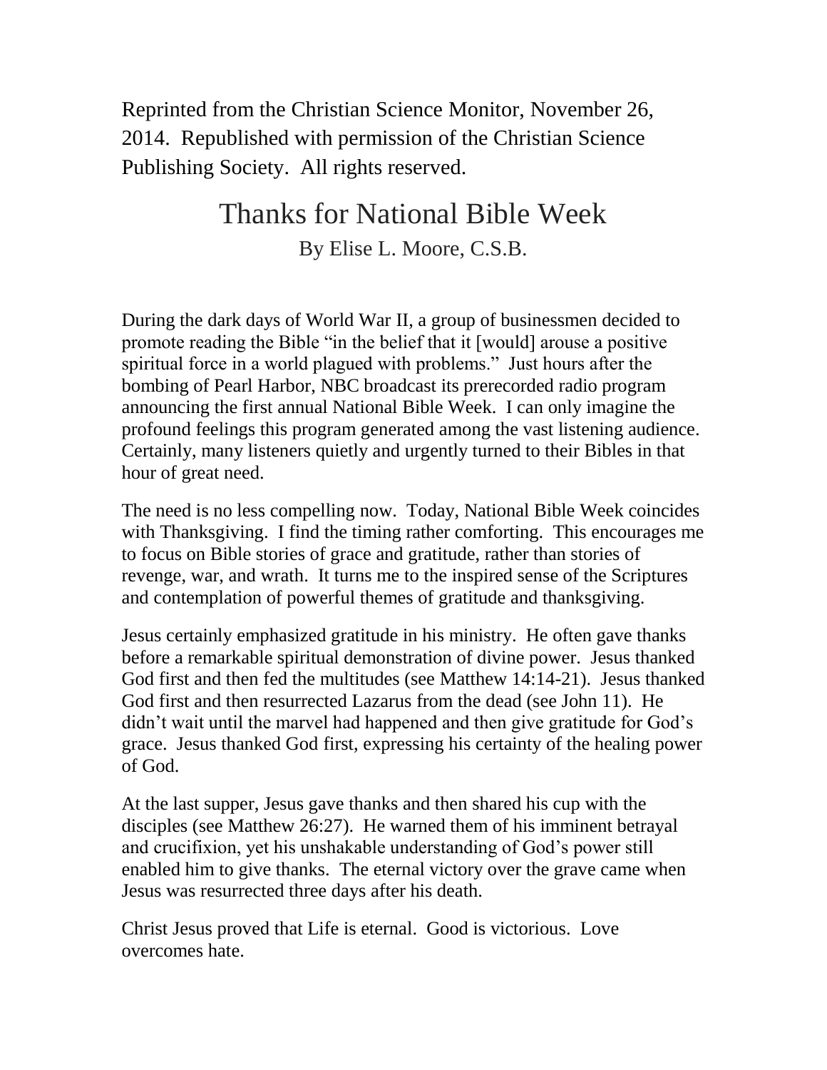Reprinted from the Christian Science Monitor, November 26, 2014. Republished with permission of the Christian Science Publishing Society. All rights reserved.

# Thanks for National Bible Week

By Elise L. Moore, C.S.B.

During the dark days of World War II, a group of businessmen decided to promote reading the Bible "in the belief that it [would] arouse a positive spiritual force in a world plagued with problems." Just hours after the bombing of Pearl Harbor, NBC broadcast its prerecorded radio program announcing the first annual National Bible Week. I can only imagine the profound feelings this program generated among the vast listening audience. Certainly, many listeners quietly and urgently turned to their Bibles in that hour of great need.

The need is no less compelling now. Today, National Bible Week coincides with Thanksgiving. I find the timing rather comforting. This encourages me to focus on Bible stories of grace and gratitude, rather than stories of revenge, war, and wrath. It turns me to the inspired sense of the Scriptures and contemplation of powerful themes of gratitude and thanksgiving.

Jesus certainly emphasized gratitude in his ministry. He often gave thanks before a remarkable spiritual demonstration of divine power. Jesus thanked God first and then fed the multitudes (see Matthew 14:14-21). Jesus thanked God first and then resurrected Lazarus from the dead (see John 11). He didn't wait until the marvel had happened and then give gratitude for God's grace. Jesus thanked God first, expressing his certainty of the healing power of God.

At the last supper, Jesus gave thanks and then shared his cup with the disciples (see Matthew 26:27). He warned them of his imminent betrayal and crucifixion, yet his unshakable understanding of God's power still enabled him to give thanks. The eternal victory over the grave came when Jesus was resurrected three days after his death.

Christ Jesus proved that Life is eternal. Good is victorious. Love overcomes hate.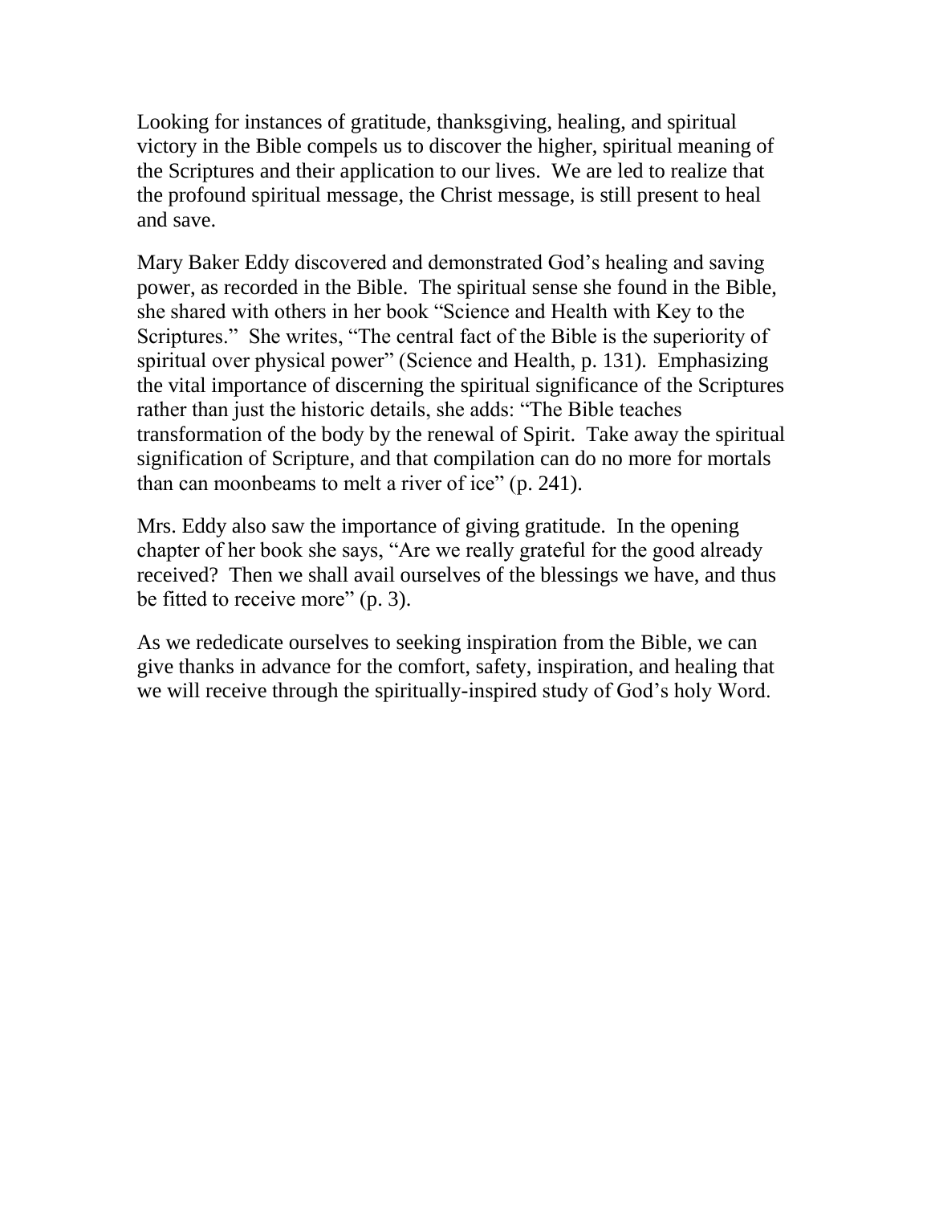Looking for instances of gratitude, thanksgiving, healing, and spiritual victory in the Bible compels us to discover the higher, spiritual meaning of the Scriptures and their application to our lives. We are led to realize that the profound spiritual message, the Christ message, is still present to heal and save.

Mary Baker Eddy discovered and demonstrated God's healing and saving power, as recorded in the Bible. The spiritual sense she found in the Bible, she shared with others in her book "Science and Health with Key to the Scriptures." She writes, "The central fact of the Bible is the superiority of spiritual over physical power" (Science and Health, p. 131). Emphasizing the vital importance of discerning the spiritual significance of the Scriptures rather than just the historic details, she adds: "The Bible teaches transformation of the body by the renewal of Spirit. Take away the spiritual signification of Scripture, and that compilation can do no more for mortals than can moonbeams to melt a river of ice" (p. 241).

Mrs. Eddy also saw the importance of giving gratitude. In the opening chapter of her book she says, "Are we really grateful for the good already received? Then we shall avail ourselves of the blessings we have, and thus be fitted to receive more" (p. 3).

As we rededicate ourselves to seeking inspiration from the Bible, we can give thanks in advance for the comfort, safety, inspiration, and healing that we will receive through the spiritually-inspired study of God's holy Word.